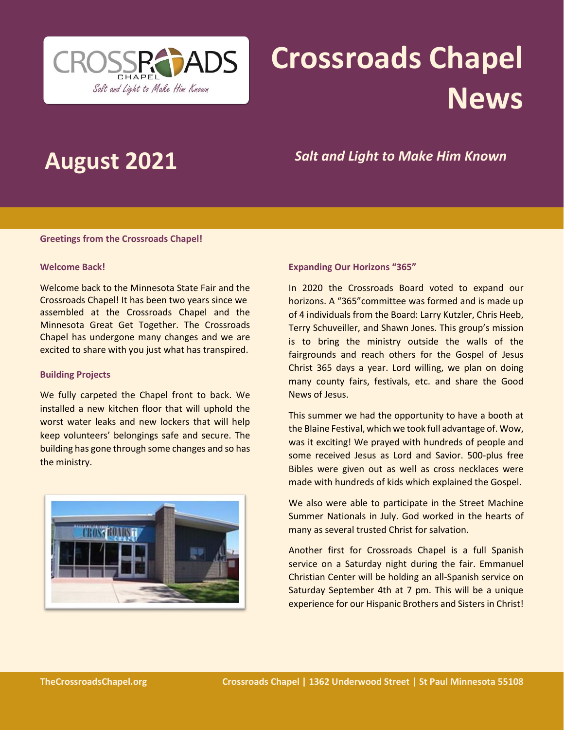# Crossroads Chapel News

## August 2021

*Salt and Light to Make Him Known*

**Greetings from the Crossroads Chapel!**

### Welcome Back!

Welcome back to the Minnesota State Fair and the Crossroads Chapel! It has been two years since we assembled at the Crossroads Chapel and the Minnesota Great Get Together. The Crossroads Chapel has undergone many changes and we are excited to share with you just what has transpired.

### Building Projects

We fully carpeted the Chapel front to back. We installed a new kitchen floor that will uphold the worst water leaks and new lockers that will help keep volunteers' belongings safe and secure. The building has gone through some changes and so has the ministry.

### Expanding Our Horizons "365"

In 2020 the Crossroads Board voted to expand our horizons. A "365"committee was formed and is made up of 4 individuals from the Board: Larry Kutzler, Chris Heeb, Terry Schuveiller, and Shawn Jones. This group's mission is to bring the ministry outside the walls of the fairgrounds and reach others for the Gospel of Jesus Christ 365 days a year. Lord willing, we plan on doing many county fairs, festivals, etc. and share the Good News of Jesus.

This summer we had the opportunity to have a booth at the Blaine Festival, which we took full advantage of. Wow, was it exciting! We prayed with hundreds of people and some received Jesus as Lord and Savior. 500-plus free Bibles were given out as well as cross necklaces were made with hundreds of kids which explained the Gospel.

We also were able to participate in the Street Machine Summer Nationals in July. God worked in the hearts of many as several trusted Christ for salvation.

Another first for Crossroads Chapel is a full Spanish service on a Saturday night during the fair. Emmanuel Christian Center will be holding an all-Spanish service on Saturday September 4th at 7 pm. This will be a unique experience for our Hispanic Brothers and Sisters in Christ!

TheCrossroadsChapel.org | Crossroads Chapel | 1362 Underwood Street | St Paul Minnesota 55108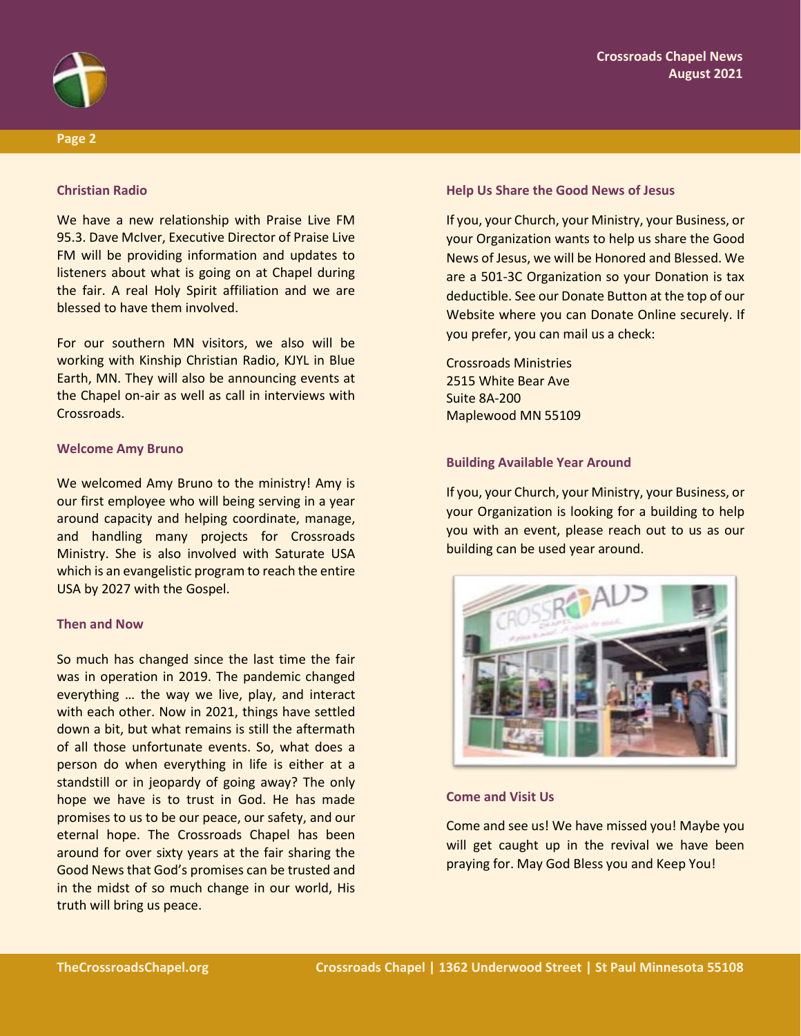## Christian Radio

We have a new relationship with Praise Live FM 95.3. Dave McIver, Executive Director of Praise Live FM will be providing information and updates to listeners about what is going on at Chapel during the fair. A real Holy Spirit affiliation and we are blessed to have them involved.

For our southern MN visitors, we also will be working with Kinship Christian Radio, KJYL in Blue Earth, MN. They will also be announcing events at the Chapel on-air as well as call in interviews with Crossroads.

## Welcome Amy Bruno

We welcomed Amy Bruno to the ministry! Amy is our first employee who will being serving in a year around capacity and helping coordinate, manage, and handling many projects for Crossroads Ministry. She is also involved with Saturate USA which is an evangelistic program to reach the entire USA by 2027 with the Gospel.

## Then and Now

So much has changed since the last time the fair was in operation in 2019. The pandemic changed everything … the way we live, play, and interact with each other. Now in 2021, things have settled down a bit, but what remains is still the aftermath of all those unfortunate events. So, what does a person do when everything in life is either at a standstill or in jeopardy of going away? The only hope we have is to trust in God. He has made promises to us to be our peace, our safety, and our eternal hope. The Crossroads Chapel has been around for over sixty years at the fair sharing the Good News that God's promises can be trusted and in the midst of so much change in our world, His truth will bring us peace.

## Help Us Share the Good News of Jesus

If you, your Church, your Ministry, your Business, or your Organization wants to help us share the Good News of Jesus, we will be Honored and Blessed. We are a 501-3C Organization so your Donation is tax deductible. See our Donate Button at the top of our Website where you can Donate Online securely. If you prefer, you can mail us a check:

Crossroads Ministries
2515 White Bear Ave
Suite 8A-200
Maplewood MN 55109

## Building Available Year Around

If you, your Church, your Ministry, your Business, or your Organization is looking for a building to help you with an event, please reach out to us as our building can be used year around.

## Come and Visit Us

Come and see us! We have missed you! Maybe you will get caught up in the revival we have been praying for. May God Bless you and Keep You!

TheCrossroadsChapel.org  Crossroads Chapel | 1362 Underwood Street | St Paul Minnesota 55108